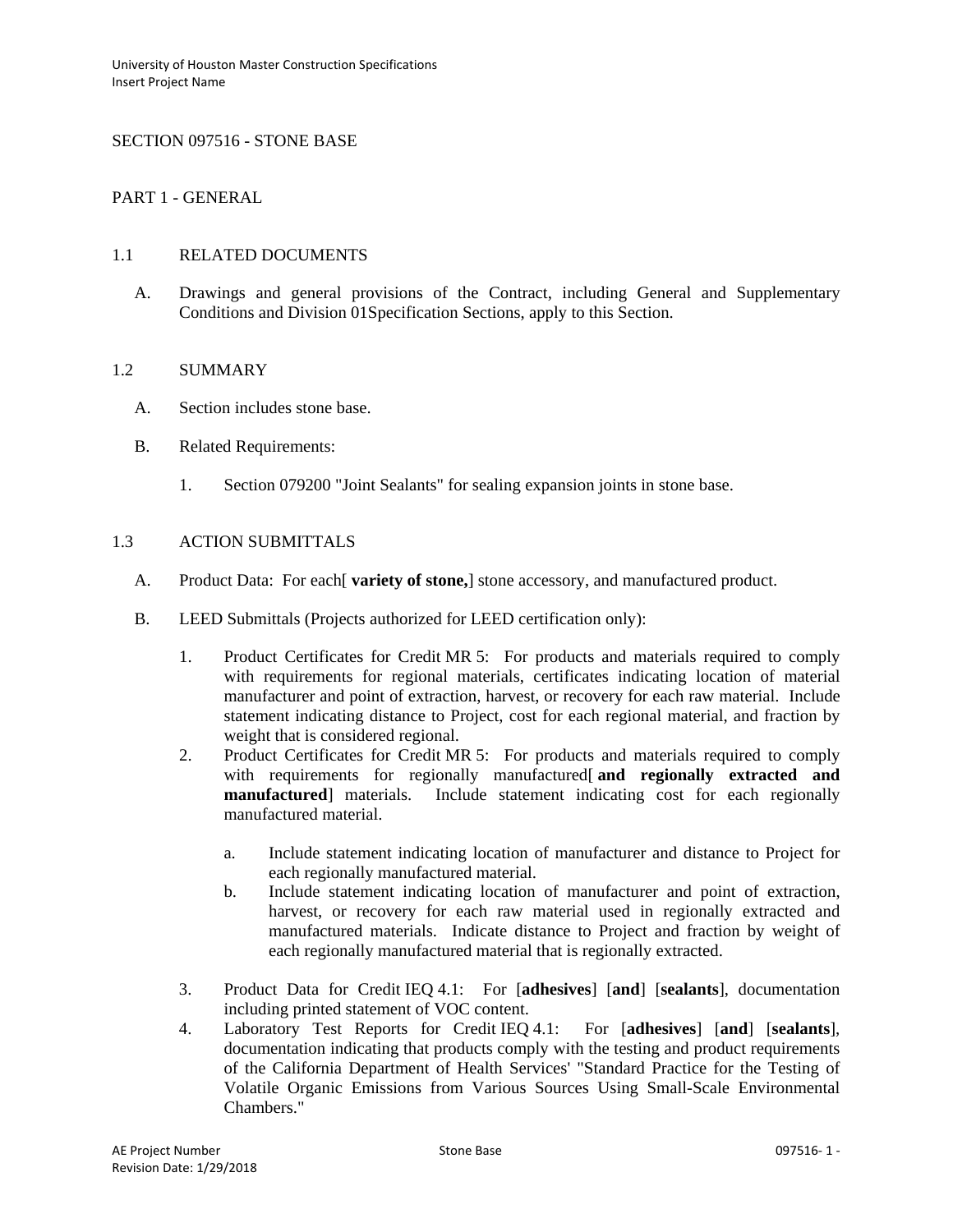# SECTION 097516 - STONE BASE

## PART 1 - GENERAL

### 1.1 RELATED DOCUMENTS

A. Drawings and general provisions of the Contract, including General and Supplementary Conditions and Division 01Specification Sections, apply to this Section.

### 1.2 SUMMARY

A. Section includes stone base.

B. Related Requirements:

1. Section 079200 "Joint Sealants" for sealing expansion joints in stone base.

### 1.3 ACTION SUBMITTALS

A. Product Data: For each[ **variety of stone,**] stone accessory, and manufactured product.

B. LEED Submittals (Projects authorized for LEED certification only):

1. Product Certificates for Credit MR 5: For products and materials required to comply with requirements for regional materials, certificates indicating location of material manufacturer and point of extraction, harvest, or recovery for each raw material. Include statement indicating distance to Project, cost for each regional material, and fraction by weight that is considered regional.
2. Product Certificates for Credit MR 5: For products and materials required to comply with requirements for regionally manufactured[ **and regionally extracted and manufactured**] materials. Include statement indicating cost for each regionally manufactured material.
   a. Include statement indicating location of manufacturer and distance to Project for each regionally manufactured material.
   b. Include statement indicating location of manufacturer and point of extraction, harvest, or recovery for each raw material used in regionally extracted and manufactured materials. Indicate distance to Project and fraction by weight of each regionally manufactured material that is regionally extracted.
3. Product Data for Credit IEQ 4.1: For [**adhesives**] [**and**] [**sealants**], documentation including printed statement of VOC content.
4. Laboratory Test Reports for Credit IEQ 4.1: For [**adhesives**] [**and**] [**sealants**], documentation indicating that products comply with the testing and product requirements of the California Department of Health Services' "Standard Practice for the Testing of Volatile Organic Emissions from Various Sources Using Small-Scale Environmental Chambers."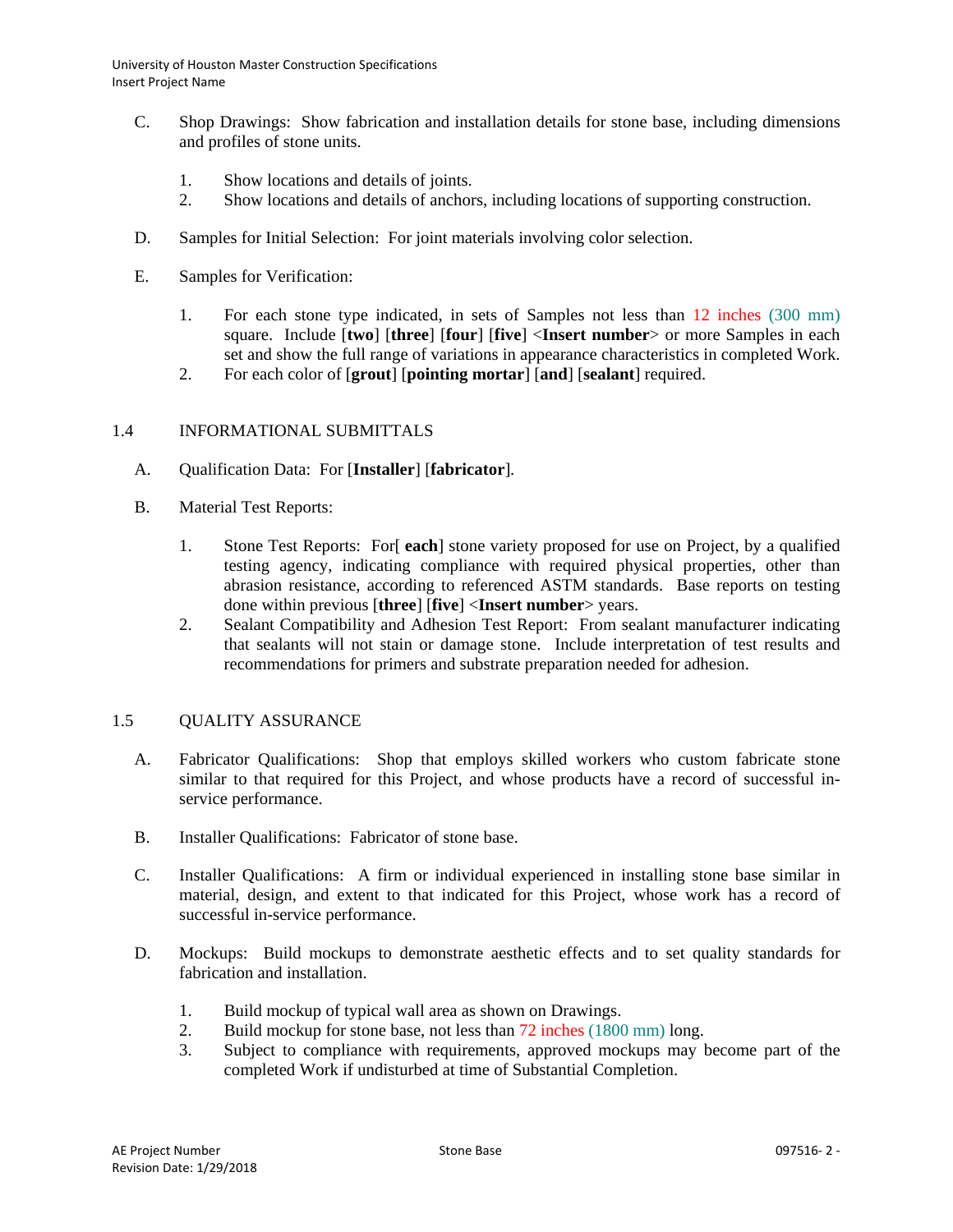C. Shop Drawings: Show fabrication and installation details for stone base, including dimensions and profiles of stone units.

1. Show locations and details of joints.
2. Show locations and details of anchors, including locations of supporting construction.

D. Samples for Initial Selection: For joint materials involving color selection.

E. Samples for Verification:

1. For each stone type indicated, in sets of Samples not less than 12 inches (300 mm) square. Include [**two**] [**three**] [**four**] [**five**] <**Insert number**> or more Samples in each set and show the full range of variations in appearance characteristics in completed Work.
2. For each color of [**grout**] [**pointing mortar**] [**and**] [**sealant**] required.

## 1.4 INFORMATIONAL SUBMITTALS

A. Qualification Data: For [**Installer**] [**fabricator**].

B. Material Test Reports:

1. Stone Test Reports: For[ **each**] stone variety proposed for use on Project, by a qualified testing agency, indicating compliance with required physical properties, other than abrasion resistance, according to referenced ASTM standards. Base reports on testing done within previous [**three**] [**five**] <**Insert number**> years.
2. Sealant Compatibility and Adhesion Test Report: From sealant manufacturer indicating that sealants will not stain or damage stone. Include interpretation of test results and recommendations for primers and substrate preparation needed for adhesion.

## 1.5 QUALITY ASSURANCE

A. Fabricator Qualifications: Shop that employs skilled workers who custom fabricate stone similar to that required for this Project, and whose products have a record of successful in-service performance.

B. Installer Qualifications: Fabricator of stone base.

C. Installer Qualifications: A firm or individual experienced in installing stone base similar in material, design, and extent to that indicated for this Project, whose work has a record of successful in-service performance.

D. Mockups: Build mockups to demonstrate aesthetic effects and to set quality standards for fabrication and installation.

1. Build mockup of typical wall area as shown on Drawings.
2. Build mockup for stone base, not less than 72 inches (1800 mm) long.
3. Subject to compliance with requirements, approved mockups may become part of the completed Work if undisturbed at time of Substantial Completion.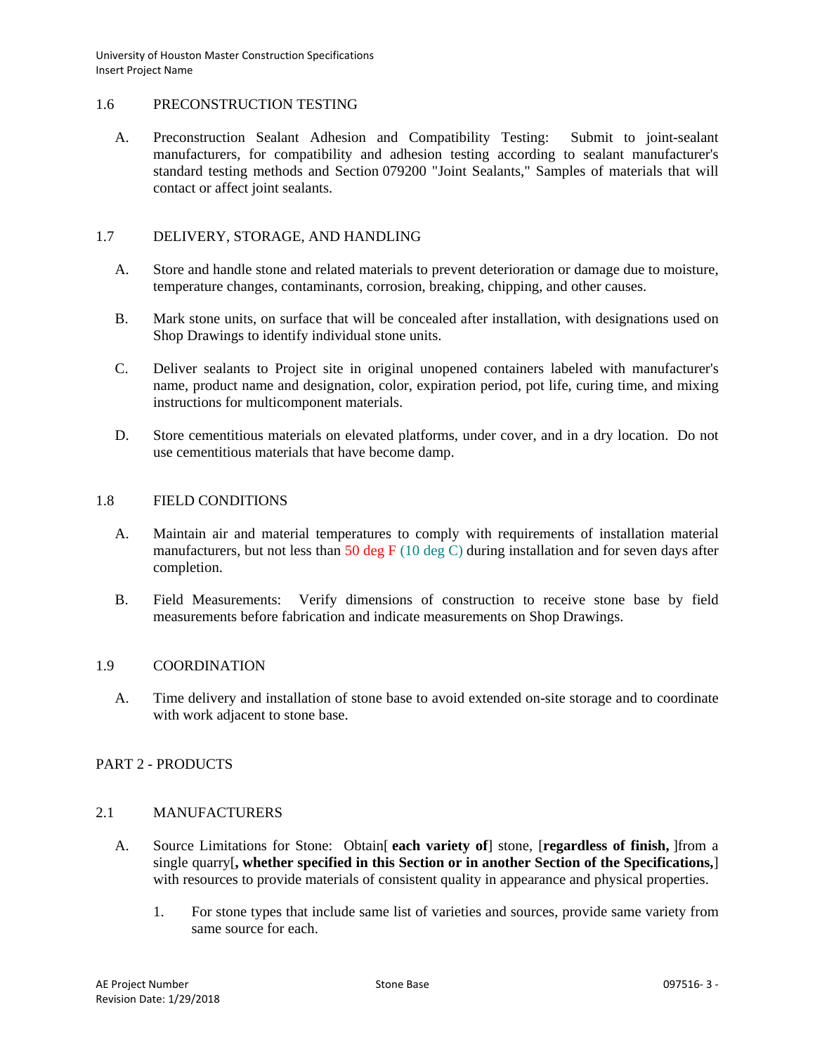## 1.6 PRECONSTRUCTION TESTING

A. Preconstruction Sealant Adhesion and Compatibility Testing: Submit to joint-sealant manufacturers, for compatibility and adhesion testing according to sealant manufacturer's standard testing methods and Section 079200 "Joint Sealants," Samples of materials that will contact or affect joint sealants.

## 1.7 DELIVERY, STORAGE, AND HANDLING

A. Store and handle stone and related materials to prevent deterioration or damage due to moisture, temperature changes, contaminants, corrosion, breaking, chipping, and other causes.

B. Mark stone units, on surface that will be concealed after installation, with designations used on Shop Drawings to identify individual stone units.

C. Deliver sealants to Project site in original unopened containers labeled with manufacturer's name, product name and designation, color, expiration period, pot life, curing time, and mixing instructions for multicomponent materials.

D. Store cementitious materials on elevated platforms, under cover, and in a dry location. Do not use cementitious materials that have become damp.

## 1.8 FIELD CONDITIONS

A. Maintain air and material temperatures to comply with requirements of installation material manufacturers, but not less than 50 deg F (10 deg C) during installation and for seven days after completion.

B. Field Measurements: Verify dimensions of construction to receive stone base by field measurements before fabrication and indicate measurements on Shop Drawings.

## 1.9 COORDINATION

A. Time delivery and installation of stone base to avoid extended on-site storage and to coordinate with work adjacent to stone base.

# PART 2 - PRODUCTS

## 2.1 MANUFACTURERS

A. Source Limitations for Stone: Obtain[ **each variety of**] stone, [**regardless of finish,** ]from a single quarry[**, whether specified in this Section or in another Section of the Specifications,**] with resources to provide materials of consistent quality in appearance and physical properties.

1. For stone types that include same list of varieties and sources, provide same variety from same source for each.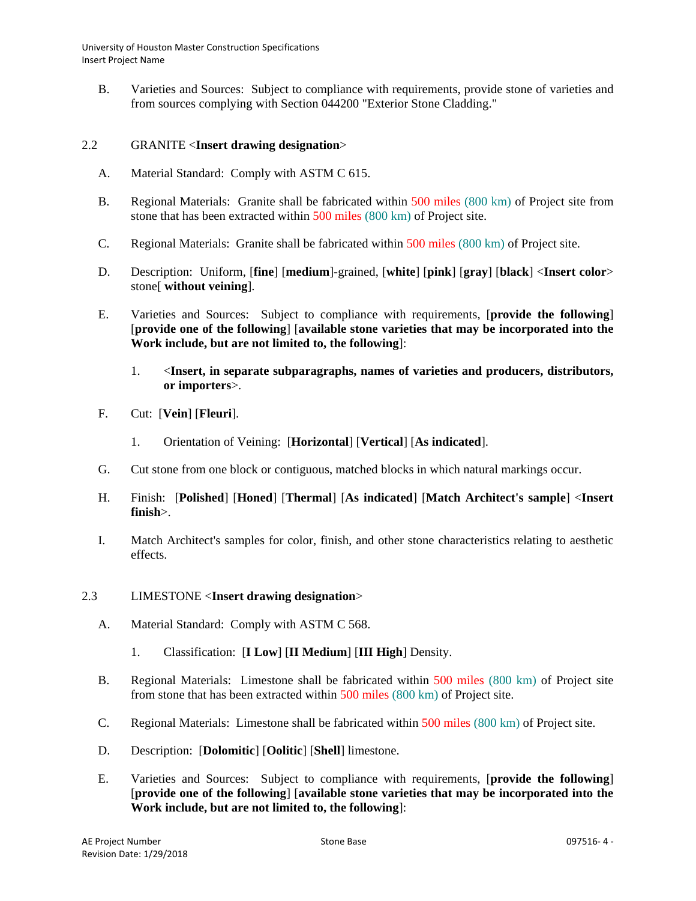B. Varieties and Sources: Subject to compliance with requirements, provide stone of varieties and from sources complying with Section 044200 "Exterior Stone Cladding."

## 2.2 GRANITE <**Insert drawing designation**>

A. Material Standard: Comply with ASTM C 615.

B. Regional Materials: Granite shall be fabricated within 500 miles (800 km) of Project site from stone that has been extracted within 500 miles (800 km) of Project site.

C. Regional Materials: Granite shall be fabricated within 500 miles (800 km) of Project site.

D. Description: Uniform, [**fine**] [**medium**]-grained, [**white**] [**pink**] [**gray**] [**black**] <**Insert color**> stone[ **without veining**].

E. Varieties and Sources: Subject to compliance with requirements, [**provide the following**] [**provide one of the following**] [**available stone varieties that may be incorporated into the Work include, but are not limited to, the following**]:

1. <**Insert, in separate subparagraphs, names of varieties and producers, distributors, or importers**>.

F. Cut: [**Vein**] [**Fleuri**].

1. Orientation of Veining: [**Horizontal**] [**Vertical**] [**As indicated**].

G. Cut stone from one block or contiguous, matched blocks in which natural markings occur.

H. Finish: [**Polished**] [**Honed**] [**Thermal**] [**As indicated**] [**Match Architect's sample**] <**Insert finish**>.

I. Match Architect's samples for color, finish, and other stone characteristics relating to aesthetic effects.

## 2.3 LIMESTONE <**Insert drawing designation**>

A. Material Standard: Comply with ASTM C 568.

1. Classification: [**I Low**] [**II Medium**] [**III High**] Density.

B. Regional Materials: Limestone shall be fabricated within 500 miles (800 km) of Project site from stone that has been extracted within 500 miles (800 km) of Project site.

C. Regional Materials: Limestone shall be fabricated within 500 miles (800 km) of Project site.

D. Description: [**Dolomitic**] [**Oolitic**] [**Shell**] limestone.

E. Varieties and Sources: Subject to compliance with requirements, [**provide the following**] [**provide one of the following**] [**available stone varieties that may be incorporated into the Work include, but are not limited to, the following**]: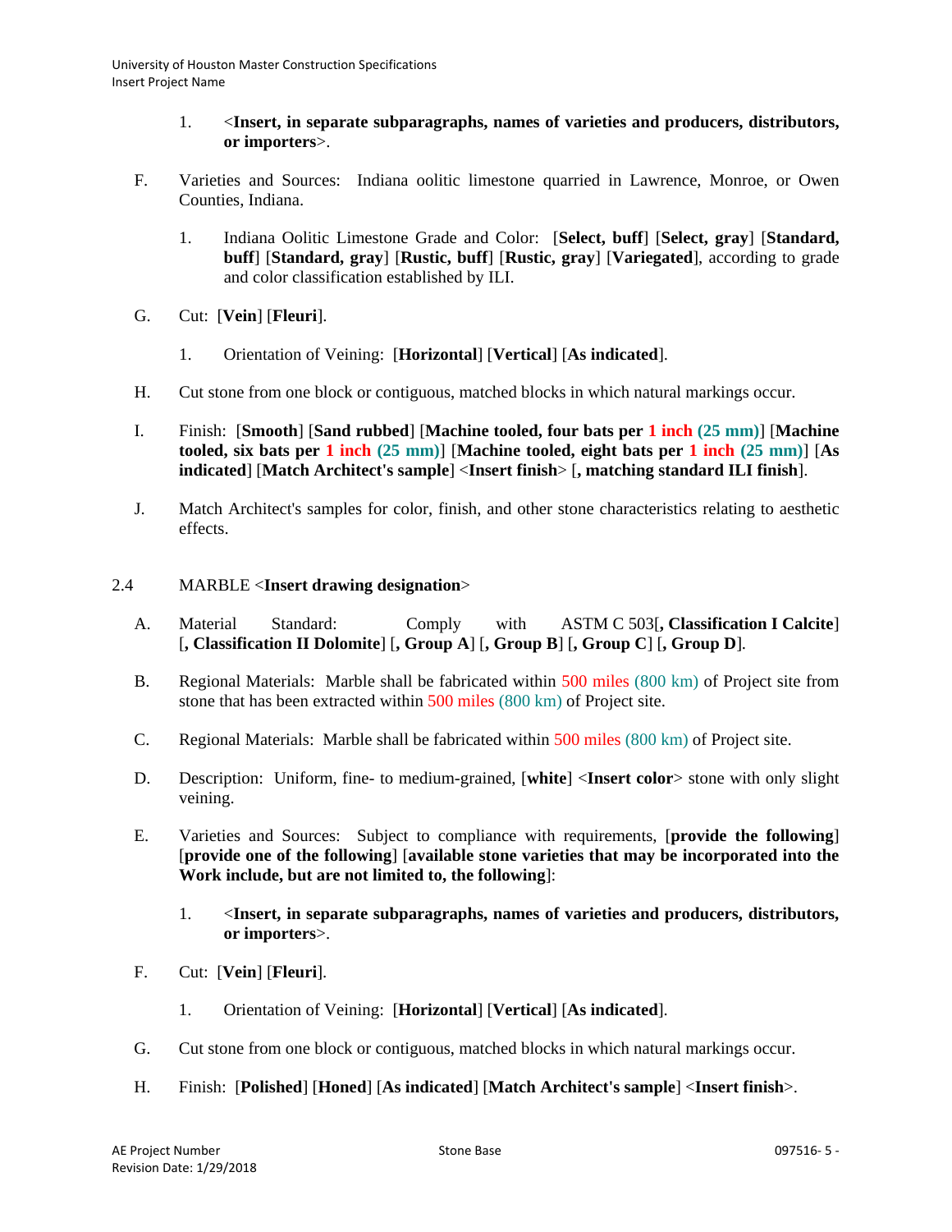1. <**Insert, in separate subparagraphs, names of varieties and producers, distributors, or importers**>.

F. Varieties and Sources: Indiana oolitic limestone quarried in Lawrence, Monroe, or Owen Counties, Indiana.

   1. Indiana Oolitic Limestone Grade and Color: [**Select, buff**] [**Select, gray**] [**Standard, buff**] [**Standard, gray**] [**Rustic, buff**] [**Rustic, gray**] [**Variegated**], according to grade and color classification established by ILI.

G. Cut: [**Vein**] [**Fleuri**].

   1. Orientation of Veining: [**Horizontal**] [**Vertical**] [**As indicated**].

H. Cut stone from one block or contiguous, matched blocks in which natural markings occur.

I. Finish: [**Smooth**] [**Sand rubbed**] [**Machine tooled, four bats per 1 inch (25 mm)**] [**Machine tooled, six bats per 1 inch (25 mm)**] [**Machine tooled, eight bats per 1 inch (25 mm)**] [**As indicated**] [**Match Architect's sample**] <**Insert finish**> [**, matching standard ILI finish**].

J. Match Architect's samples for color, finish, and other stone characteristics relating to aesthetic effects.

## 2.4 MARBLE <**Insert drawing designation**>

A. Material Standard: Comply with ASTM C 503[**, Classification I Calcite**] [**, Classification II Dolomite**] [**, Group A**] [**, Group B**] [**, Group C**] [**, Group D**].

B. Regional Materials: Marble shall be fabricated within 500 miles (800 km) of Project site from stone that has been extracted within 500 miles (800 km) of Project site.

C. Regional Materials: Marble shall be fabricated within 500 miles (800 km) of Project site.

D. Description: Uniform, fine- to medium-grained, [**white**] <**Insert color**> stone with only slight veining.

E. Varieties and Sources: Subject to compliance with requirements, [**provide the following**] [**provide one of the following**] [**available stone varieties that may be incorporated into the Work include, but are not limited to, the following**]:

   1. <**Insert, in separate subparagraphs, names of varieties and producers, distributors, or importers**>.

F. Cut: [**Vein**] [**Fleuri**].

   1. Orientation of Veining: [**Horizontal**] [**Vertical**] [**As indicated**].

G. Cut stone from one block or contiguous, matched blocks in which natural markings occur.

H. Finish: [**Polished**] [**Honed**] [**As indicated**] [**Match Architect's sample**] <**Insert finish**>.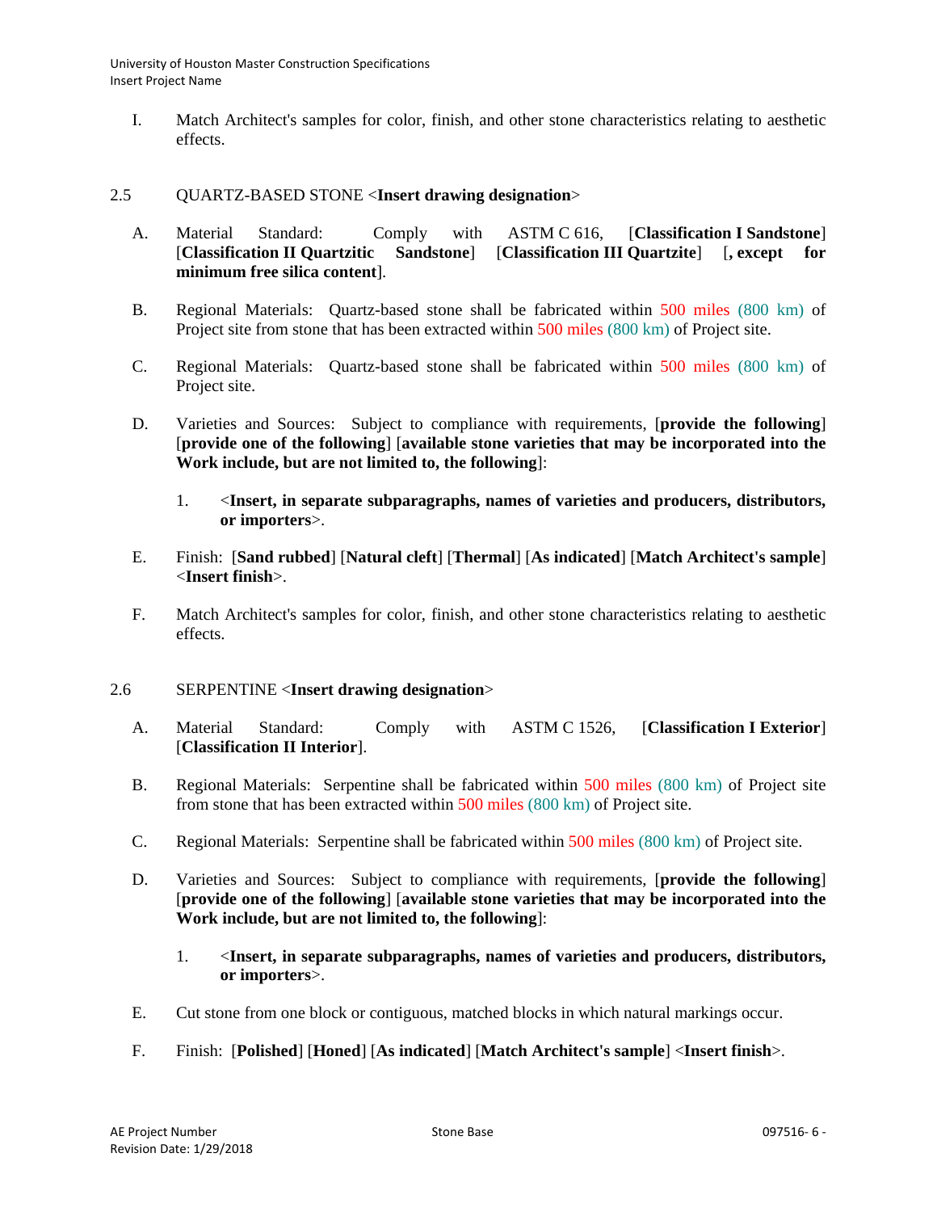I. Match Architect's samples for color, finish, and other stone characteristics relating to aesthetic effects.

## 2.5 QUARTZ-BASED STONE <**Insert drawing designation**>

A. Material Standard: Comply with ASTM C 616, [**Classification I Sandstone**] [**Classification II Quartzitic Sandstone**] [**Classification III Quartzite**] [**, except for minimum free silica content**].

B. Regional Materials: Quartz-based stone shall be fabricated within 500 miles (800 km) of Project site from stone that has been extracted within 500 miles (800 km) of Project site.

C. Regional Materials: Quartz-based stone shall be fabricated within 500 miles (800 km) of Project site.

D. Varieties and Sources: Subject to compliance with requirements, [**provide the following**] [**provide one of the following**] [**available stone varieties that may be incorporated into the Work include, but are not limited to, the following**]:

   1. <**Insert, in separate subparagraphs, names of varieties and producers, distributors, or importers**>.

E. Finish: [**Sand rubbed**] [**Natural cleft**] [**Thermal**] [**As indicated**] [**Match Architect's sample**] <**Insert finish**>.

F. Match Architect's samples for color, finish, and other stone characteristics relating to aesthetic effects.

## 2.6 SERPENTINE <**Insert drawing designation**>

A. Material Standard: Comply with ASTM C 1526, [**Classification I Exterior**] [**Classification II Interior**].

B. Regional Materials: Serpentine shall be fabricated within 500 miles (800 km) of Project site from stone that has been extracted within 500 miles (800 km) of Project site.

C. Regional Materials: Serpentine shall be fabricated within 500 miles (800 km) of Project site.

D. Varieties and Sources: Subject to compliance with requirements, [**provide the following**] [**provide one of the following**] [**available stone varieties that may be incorporated into the Work include, but are not limited to, the following**]:

   1. <**Insert, in separate subparagraphs, names of varieties and producers, distributors, or importers**>.

E. Cut stone from one block or contiguous, matched blocks in which natural markings occur.

F. Finish: [**Polished**] [**Honed**] [**As indicated**] [**Match Architect's sample**] <**Insert finish**>.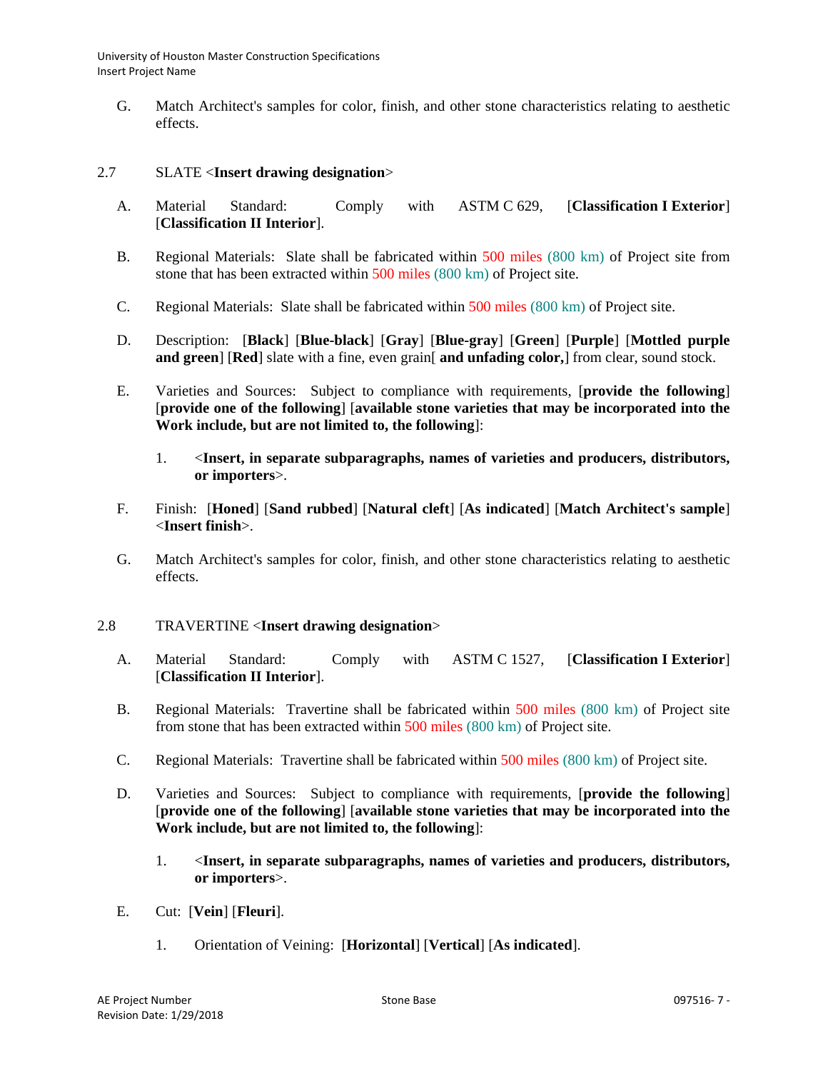G. Match Architect's samples for color, finish, and other stone characteristics relating to aesthetic effects.

## 2.7 SLATE <**Insert drawing designation**>

A. Material Standard: Comply with ASTM C 629, [**Classification I Exterior**] [**Classification II Interior**].

B. Regional Materials: Slate shall be fabricated within 500 miles (800 km) of Project site from stone that has been extracted within 500 miles (800 km) of Project site.

C. Regional Materials: Slate shall be fabricated within 500 miles (800 km) of Project site.

D. Description: [**Black**] [**Blue-black**] [**Gray**] [**Blue-gray**] [**Green**] [**Purple**] [**Mottled purple and green**] [**Red**] slate with a fine, even grain[ **and unfading color,**] from clear, sound stock.

E. Varieties and Sources: Subject to compliance with requirements, [**provide the following**] [**provide one of the following**] [**available stone varieties that may be incorporated into the Work include, but are not limited to, the following**]:

1. <**Insert, in separate subparagraphs, names of varieties and producers, distributors, or importers**>.

F. Finish: [**Honed**] [**Sand rubbed**] [**Natural cleft**] [**As indicated**] [**Match Architect's sample**] <**Insert finish**>.

G. Match Architect's samples for color, finish, and other stone characteristics relating to aesthetic effects.

## 2.8 TRAVERTINE <**Insert drawing designation**>

A. Material Standard: Comply with ASTM C 1527, [**Classification I Exterior**] [**Classification II Interior**].

B. Regional Materials: Travertine shall be fabricated within 500 miles (800 km) of Project site from stone that has been extracted within 500 miles (800 km) of Project site.

C. Regional Materials: Travertine shall be fabricated within 500 miles (800 km) of Project site.

D. Varieties and Sources: Subject to compliance with requirements, [**provide the following**] [**provide one of the following**] [**available stone varieties that may be incorporated into the Work include, but are not limited to, the following**]:

1. <**Insert, in separate subparagraphs, names of varieties and producers, distributors, or importers**>.

E. Cut: [**Vein**] [**Fleuri**].

1. Orientation of Veining: [**Horizontal**] [**Vertical**] [**As indicated**].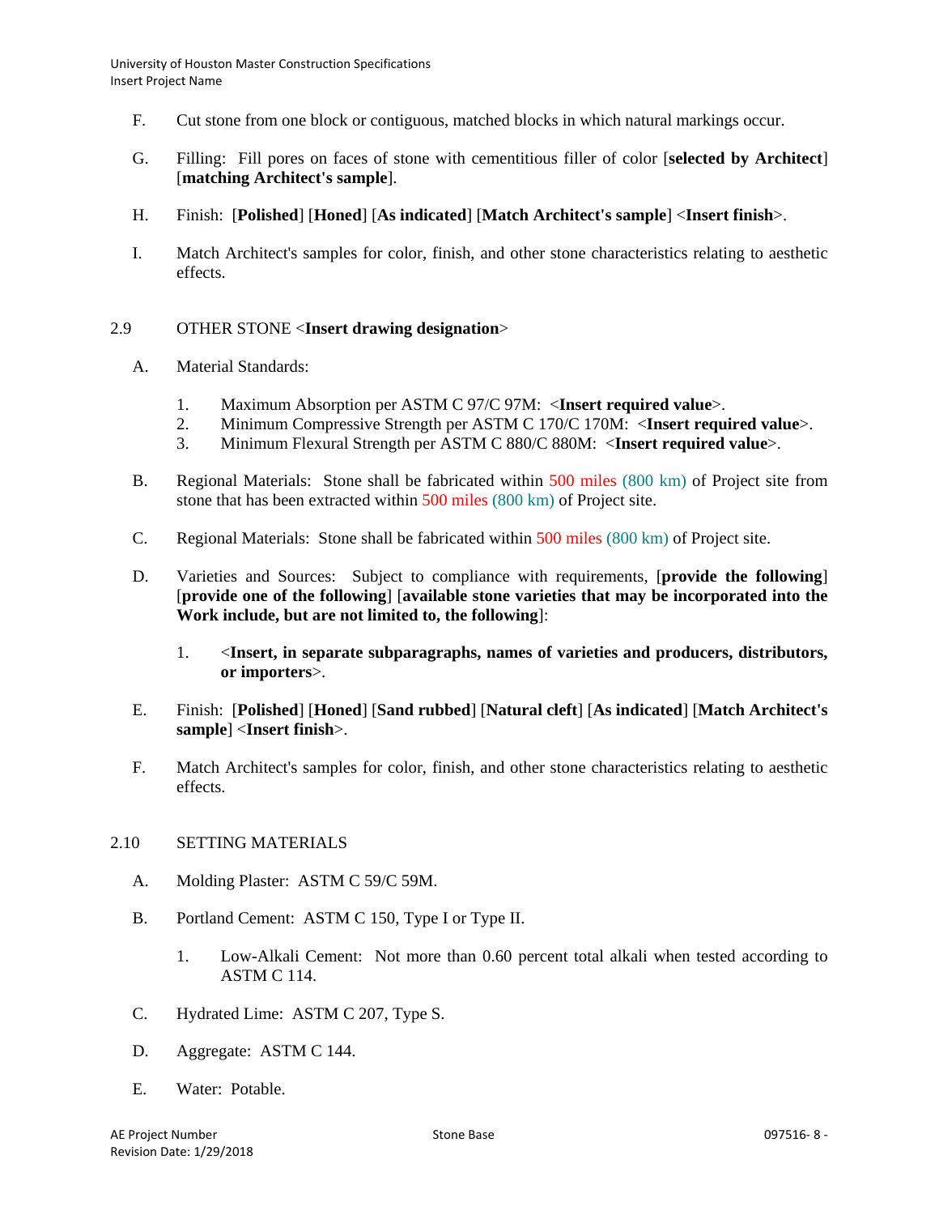F. Cut stone from one block or contiguous, matched blocks in which natural markings occur.

G. Filling: Fill pores on faces of stone with cementitious filler of color [**selected by Architect**] [**matching Architect's sample**].

H. Finish: [**Polished**] [**Honed**] [**As indicated**] [**Match Architect's sample**] <**Insert finish**>.

I. Match Architect's samples for color, finish, and other stone characteristics relating to aesthetic effects.

## 2.9 OTHER STONE <**Insert drawing designation**>

A. Material Standards:

1. Maximum Absorption per ASTM C 97/C 97M: <**Insert required value**>.
2. Minimum Compressive Strength per ASTM C 170/C 170M: <**Insert required value**>.
3. Minimum Flexural Strength per ASTM C 880/C 880M: <**Insert required value**>.

B. Regional Materials: Stone shall be fabricated within 500 miles (800 km) of Project site from stone that has been extracted within 500 miles (800 km) of Project site.

C. Regional Materials: Stone shall be fabricated within 500 miles (800 km) of Project site.

D. Varieties and Sources: Subject to compliance with requirements, [**provide the following**] [**provide one of the following**] [**available stone varieties that may be incorporated into the Work include, but are not limited to, the following**]:

1. <**Insert, in separate subparagraphs, names of varieties and producers, distributors, or importers**>.

E. Finish: [**Polished**] [**Honed**] [**Sand rubbed**] [**Natural cleft**] [**As indicated**] [**Match Architect's sample**] <**Insert finish**>.

F. Match Architect's samples for color, finish, and other stone characteristics relating to aesthetic effects.

## 2.10 SETTING MATERIALS

A. Molding Plaster: ASTM C 59/C 59M.

B. Portland Cement: ASTM C 150, Type I or Type II.

1. Low-Alkali Cement: Not more than 0.60 percent total alkali when tested according to ASTM C 114.

C. Hydrated Lime: ASTM C 207, Type S.

D. Aggregate: ASTM C 144.

E. Water: Potable.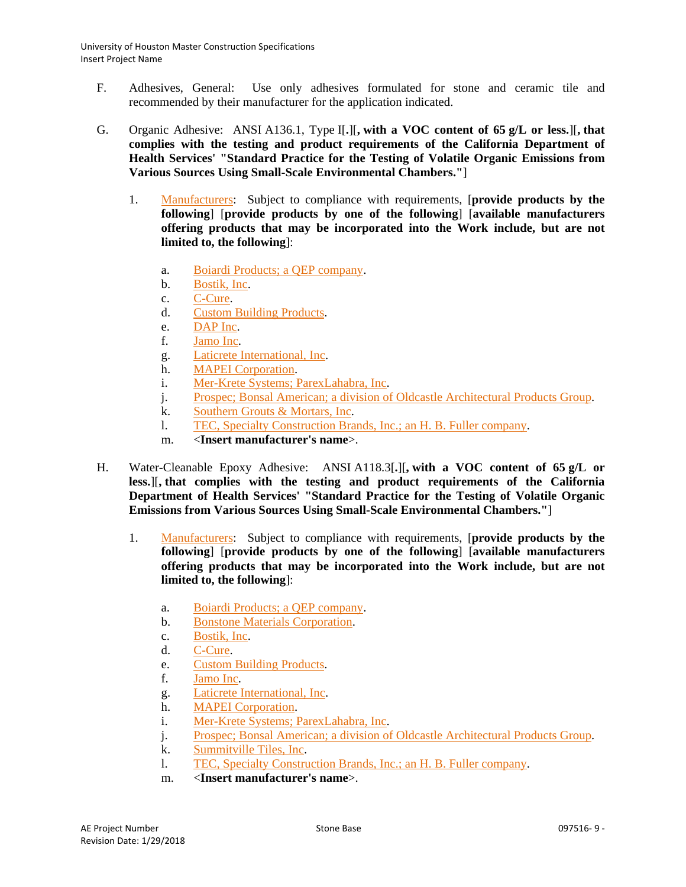F. Adhesives, General: Use only adhesives formulated for stone and ceramic tile and recommended by their manufacturer for the application indicated.

G. Organic Adhesive: ANSI A136.1, Type I[**.**][**, with a VOC content of 65 g/L or less.**][**, that complies with the testing and product requirements of the California Department of Health Services' "Standard Practice for the Testing of Volatile Organic Emissions from Various Sources Using Small-Scale Environmental Chambers."**]

1. Manufacturers: Subject to compliance with requirements, [**provide products by the following**] [**provide products by one of the following**] [**available manufacturers offering products that may be incorporated into the Work include, but are not limited to, the following**]:

    a. Boiardi Products; a QEP company.
    b. Bostik, Inc.
    c. C-Cure.
    d. Custom Building Products.
    e. DAP Inc.
    f. Jamo Inc.
    g. Laticrete International, Inc.
    h. MAPEI Corporation.
    i. Mer-Krete Systems; ParexLahabra, Inc.
    j. Prospec; Bonsal American; a division of Oldcastle Architectural Products Group.
    k. Southern Grouts & Mortars, Inc.
    l. TEC, Specialty Construction Brands, Inc.; an H. B. Fuller company.
    m. <**Insert manufacturer's name**>.

H. Water-Cleanable Epoxy Adhesive: ANSI A118.3[**.**][**, with a VOC content of 65 g/L or less.**][**, that complies with the testing and product requirements of the California Department of Health Services' "Standard Practice for the Testing of Volatile Organic Emissions from Various Sources Using Small-Scale Environmental Chambers."**]

1. Manufacturers: Subject to compliance with requirements, [**provide products by the following**] [**provide products by one of the following**] [**available manufacturers offering products that may be incorporated into the Work include, but are not limited to, the following**]:

    a. Boiardi Products; a QEP company.
    b. Bonstone Materials Corporation.
    c. Bostik, Inc.
    d. C-Cure.
    e. Custom Building Products.
    f. Jamo Inc.
    g. Laticrete International, Inc.
    h. MAPEI Corporation.
    i. Mer-Krete Systems; ParexLahabra, Inc.
    j. Prospec; Bonsal American; a division of Oldcastle Architectural Products Group.
    k. Summitville Tiles, Inc.
    l. TEC, Specialty Construction Brands, Inc.; an H. B. Fuller company.
    m. <**Insert manufacturer's name**>.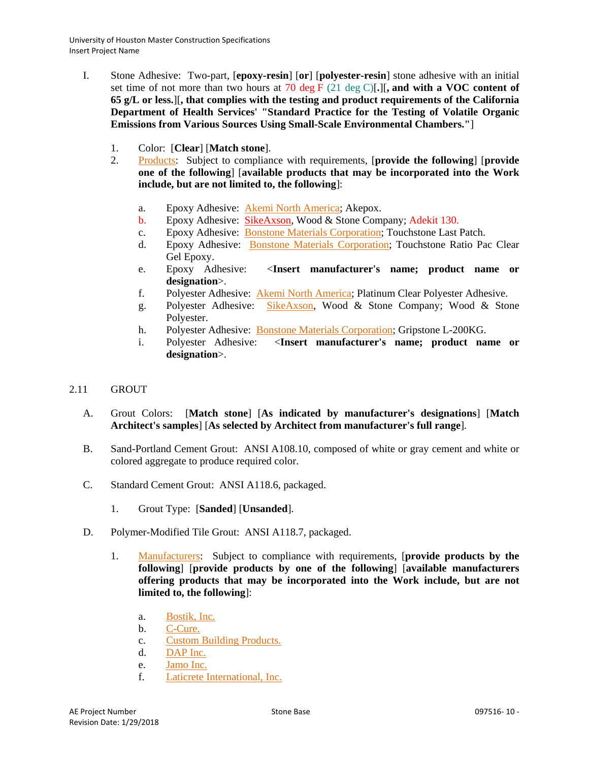I. Stone Adhesive: Two-part, [**epoxy-resin**] [**or**] [**polyester-resin**] stone adhesive with an initial set time of not more than two hours at 70 deg F (21 deg C)[**.**][**, and with a VOC content of 65 g/L or less.**][**, that complies with the testing and product requirements of the California Department of Health Services' "Standard Practice for the Testing of Volatile Organic Emissions from Various Sources Using Small-Scale Environmental Chambers."**]

1. Color: [**Clear**] [**Match stone**].
2. Products: Subject to compliance with requirements, [**provide the following**] [**provide one of the following**] [**available products that may be incorporated into the Work include, but are not limited to, the following**]:
   a. Epoxy Adhesive: Akemi North America; Akepox.
   b. Epoxy Adhesive: SikeAxson, Wood & Stone Company; Adekit 130.
   c. Epoxy Adhesive: Bonstone Materials Corporation; Touchstone Last Patch.
   d. Epoxy Adhesive: Bonstone Materials Corporation; Touchstone Ratio Pac Clear Gel Epoxy.
   e. Epoxy Adhesive: <**Insert manufacturer's name; product name or designation**>.
   f. Polyester Adhesive: Akemi North America; Platinum Clear Polyester Adhesive.
   g. Polyester Adhesive: SikeAxson, Wood & Stone Company; Wood & Stone Polyester.
   h. Polyester Adhesive: Bonstone Materials Corporation; Gripstone L-200KG.
   i. Polyester Adhesive: <**Insert manufacturer's name; product name or designation**>.

## 2.11 GROUT

A. Grout Colors: [**Match stone**] [**As indicated by manufacturer's designations**] [**Match Architect's samples**] [**As selected by Architect from manufacturer's full range**].

B. Sand-Portland Cement Grout: ANSI A108.10, composed of white or gray cement and white or colored aggregate to produce required color.

C. Standard Cement Grout: ANSI A118.6, packaged.

1. Grout Type: [**Sanded**] [**Unsanded**].

D. Polymer-Modified Tile Grout: ANSI A118.7, packaged.

1. Manufacturers: Subject to compliance with requirements, [**provide products by the following**] [**provide products by one of the following**] [**available manufacturers offering products that may be incorporated into the Work include, but are not limited to, the following**]:
   a. Bostik, Inc.
   b. C-Cure.
   c. Custom Building Products.
   d. DAP Inc.
   e. Jamo Inc.
   f. Laticrete International, Inc.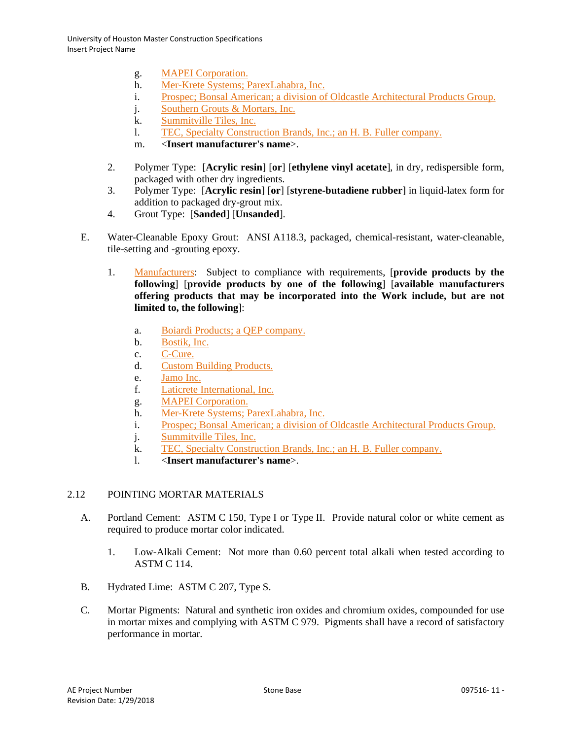g. MAPEI Corporation.
h. Mer-Krete Systems; ParexLahabra, Inc.
i. Prospec; Bonsal American; a division of Oldcastle Architectural Products Group.
j. Southern Grouts & Mortars, Inc.
k. Summitville Tiles, Inc.
l. TEC, Specialty Construction Brands, Inc.; an H. B. Fuller company.
m. <**Insert manufacturer's name**>.

2. Polymer Type: [**Acrylic resin**] [**or**] [**ethylene vinyl acetate**], in dry, redispersible form, packaged with other dry ingredients.
3. Polymer Type: [**Acrylic resin**] [**or**] [**styrene-butadiene rubber**] in liquid-latex form for addition to packaged dry-grout mix.
4. Grout Type: [**Sanded**] [**Unsanded**].

E. Water-Cleanable Epoxy Grout: ANSI A118.3, packaged, chemical-resistant, water-cleanable, tile-setting and -grouting epoxy.

1. Manufacturers: Subject to compliance with requirements, [**provide products by the following**] [**provide products by one of the following**] [**available manufacturers offering products that may be incorporated into the Work include, but are not limited to, the following**]:

a. Boiardi Products; a QEP company.
b. Bostik, Inc.
c. C-Cure.
d. Custom Building Products.
e. Jamo Inc.
f. Laticrete International, Inc.
g. MAPEI Corporation.
h. Mer-Krete Systems; ParexLahabra, Inc.
i. Prospec; Bonsal American; a division of Oldcastle Architectural Products Group.
j. Summitville Tiles, Inc.
k. TEC, Specialty Construction Brands, Inc.; an H. B. Fuller company.
l. <**Insert manufacturer's name**>.

## 2.12 POINTING MORTAR MATERIALS

A. Portland Cement: ASTM C 150, Type I or Type II. Provide natural color or white cement as required to produce mortar color indicated.

1. Low-Alkali Cement: Not more than 0.60 percent total alkali when tested according to ASTM C 114.

B. Hydrated Lime: ASTM C 207, Type S.

C. Mortar Pigments: Natural and synthetic iron oxides and chromium oxides, compounded for use in mortar mixes and complying with ASTM C 979. Pigments shall have a record of satisfactory performance in mortar.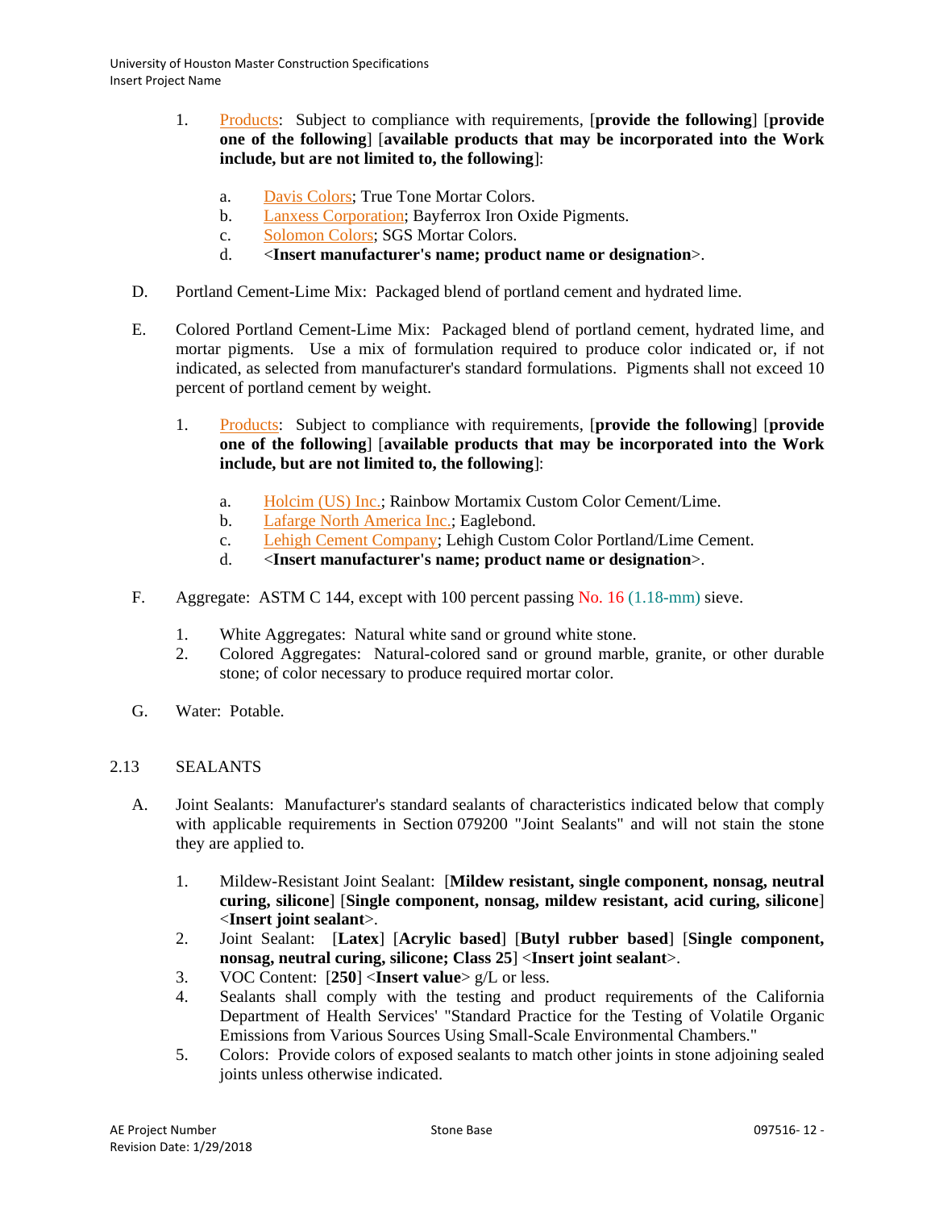1. Products: Subject to compliance with requirements, [**provide the following**] [**provide one of the following**] [**available products that may be incorporated into the Work include, but are not limited to, the following**]:

    a. Davis Colors; True Tone Mortar Colors.
    b. Lanxess Corporation; Bayferrox Iron Oxide Pigments.
    c. Solomon Colors; SGS Mortar Colors.
    d. <**Insert manufacturer's name; product name or designation**>.

D. Portland Cement-Lime Mix: Packaged blend of portland cement and hydrated lime.

E. Colored Portland Cement-Lime Mix: Packaged blend of portland cement, hydrated lime, and mortar pigments. Use a mix of formulation required to produce color indicated or, if not indicated, as selected from manufacturer's standard formulations. Pigments shall not exceed 10 percent of portland cement by weight.

1. Products: Subject to compliance with requirements, [**provide the following**] [**provide one of the following**] [**available products that may be incorporated into the Work include, but are not limited to, the following**]:

    a. Holcim (US) Inc.; Rainbow Mortamix Custom Color Cement/Lime.
    b. Lafarge North America Inc.; Eaglebond.
    c. Lehigh Cement Company; Lehigh Custom Color Portland/Lime Cement.
    d. <**Insert manufacturer's name; product name or designation**>.

F. Aggregate: ASTM C 144, except with 100 percent passing No. 16 (1.18-mm) sieve.

1. White Aggregates: Natural white sand or ground white stone.
2. Colored Aggregates: Natural-colored sand or ground marble, granite, or other durable stone; of color necessary to produce required mortar color.

G. Water: Potable.

## 2.13 SEALANTS

A. Joint Sealants: Manufacturer's standard sealants of characteristics indicated below that comply with applicable requirements in Section 079200 "Joint Sealants" and will not stain the stone they are applied to.

1. Mildew-Resistant Joint Sealant: [**Mildew resistant, single component, nonsag, neutral curing, silicone**] [**Single component, nonsag, mildew resistant, acid curing, silicone**] <**Insert joint sealant**>.
2. Joint Sealant: [**Latex**] [**Acrylic based**] [**Butyl rubber based**] [**Single component, nonsag, neutral curing, silicone; Class 25**] <**Insert joint sealant**>.
3. VOC Content: [**250**] <**Insert value**> g/L or less.
4. Sealants shall comply with the testing and product requirements of the California Department of Health Services' "Standard Practice for the Testing of Volatile Organic Emissions from Various Sources Using Small-Scale Environmental Chambers."
5. Colors: Provide colors of exposed sealants to match other joints in stone adjoining sealed joints unless otherwise indicated.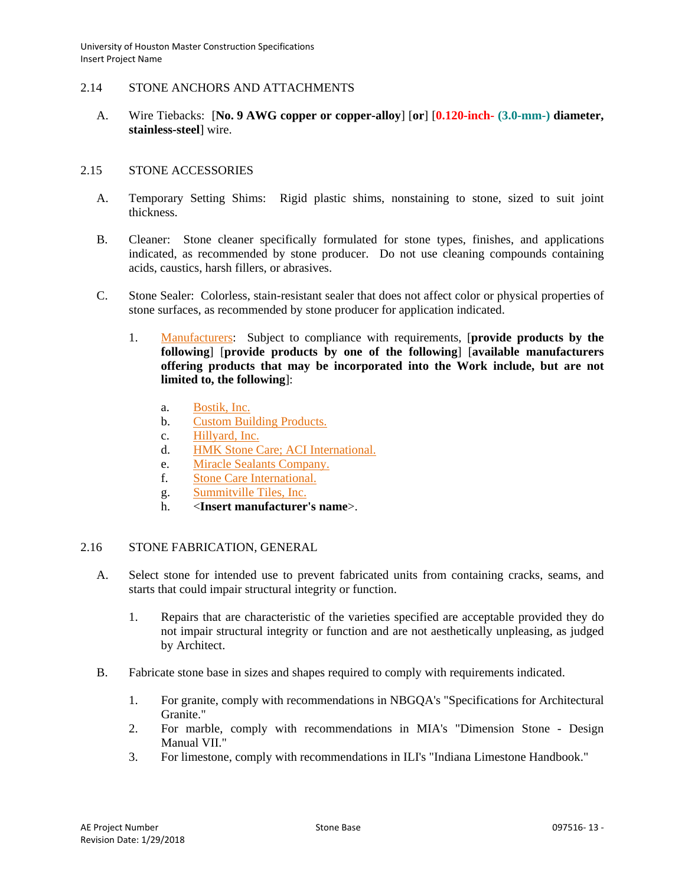## 2.14 STONE ANCHORS AND ATTACHMENTS

A. Wire Tiebacks: [**No. 9 AWG copper or copper-alloy**] [**or**] [**0.120-inch- (3.0-mm-) diameter, stainless-steel**] wire.

## 2.15 STONE ACCESSORIES

A. Temporary Setting Shims: Rigid plastic shims, nonstaining to stone, sized to suit joint thickness.

B. Cleaner: Stone cleaner specifically formulated for stone types, finishes, and applications indicated, as recommended by stone producer. Do not use cleaning compounds containing acids, caustics, harsh fillers, or abrasives.

C. Stone Sealer: Colorless, stain-resistant sealer that does not affect color or physical properties of stone surfaces, as recommended by stone producer for application indicated.

1. Manufacturers: Subject to compliance with requirements, [**provide products by the following**] [**provide products by one of the following**] [**available manufacturers offering products that may be incorporated into the Work include, but are not limited to, the following**]:

   a. Bostik, Inc.
   b. Custom Building Products.
   c. Hillyard, Inc.
   d. HMK Stone Care; ACI International.
   e. Miracle Sealants Company.
   f. Stone Care International.
   g. Summitville Tiles, Inc.
   h. <**Insert manufacturer's name**>.

## 2.16 STONE FABRICATION, GENERAL

A. Select stone for intended use to prevent fabricated units from containing cracks, seams, and starts that could impair structural integrity or function.

1. Repairs that are characteristic of the varieties specified are acceptable provided they do not impair structural integrity or function and are not aesthetically unpleasing, as judged by Architect.

B. Fabricate stone base in sizes and shapes required to comply with requirements indicated.

1. For granite, comply with recommendations in NBGQA's "Specifications for Architectural Granite."
2. For marble, comply with recommendations in MIA's "Dimension Stone - Design Manual VII."
3. For limestone, comply with recommendations in ILI's "Indiana Limestone Handbook."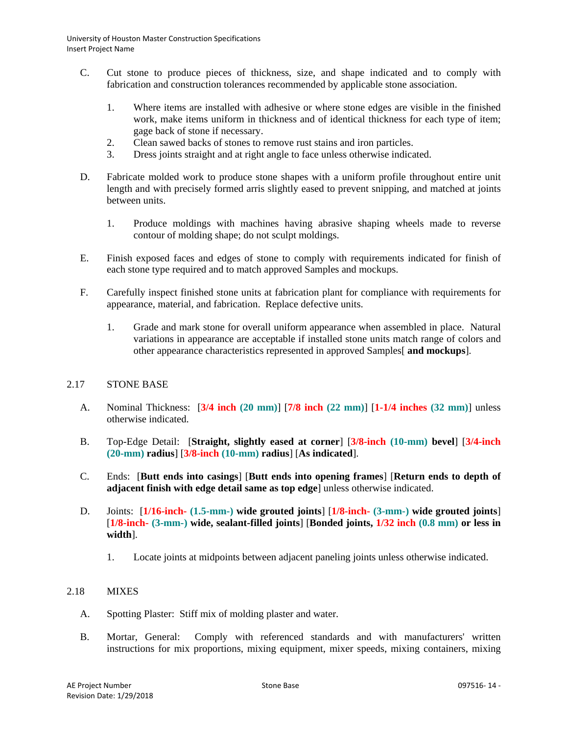C. Cut stone to produce pieces of thickness, size, and shape indicated and to comply with fabrication and construction tolerances recommended by applicable stone association.

1. Where items are installed with adhesive or where stone edges are visible in the finished work, make items uniform in thickness and of identical thickness for each type of item; gage back of stone if necessary.
2. Clean sawed backs of stones to remove rust stains and iron particles.
3. Dress joints straight and at right angle to face unless otherwise indicated.

D. Fabricate molded work to produce stone shapes with a uniform profile throughout entire unit length and with precisely formed arris slightly eased to prevent snipping, and matched at joints between units.

1. Produce moldings with machines having abrasive shaping wheels made to reverse contour of molding shape; do not sculpt moldings.

E. Finish exposed faces and edges of stone to comply with requirements indicated for finish of each stone type required and to match approved Samples and mockups.

F. Carefully inspect finished stone units at fabrication plant for compliance with requirements for appearance, material, and fabrication. Replace defective units.

1. Grade and mark stone for overall uniform appearance when assembled in place. Natural variations in appearance are acceptable if installed stone units match range of colors and other appearance characteristics represented in approved Samples[ **and mockups**].

## 2.17 STONE BASE

A. Nominal Thickness: [**3/4 inch (20 mm)**] [**7/8 inch (22 mm)**] [**1-1/4 inches (32 mm)**] unless otherwise indicated.

B. Top-Edge Detail: [**Straight, slightly eased at corner**] [**3/8-inch (10-mm) bevel**] [**3/4-inch (20-mm) radius**] [**3/8-inch (10-mm) radius**] [**As indicated**].

C. Ends: [**Butt ends into casings**] [**Butt ends into opening frames**] [**Return ends to depth of adjacent finish with edge detail same as top edge**] unless otherwise indicated.

D. Joints: [**1/16-inch- (1.5-mm-) wide grouted joints**] [**1/8-inch- (3-mm-) wide grouted joints**] [**1/8-inch- (3-mm-) wide, sealant-filled joints**] [**Bonded joints, 1/32 inch (0.8 mm) or less in width**].

1. Locate joints at midpoints between adjacent paneling joints unless otherwise indicated.

## 2.18 MIXES

A. Spotting Plaster: Stiff mix of molding plaster and water.

B. Mortar, General: Comply with referenced standards and with manufacturers' written instructions for mix proportions, mixing equipment, mixer speeds, mixing containers, mixing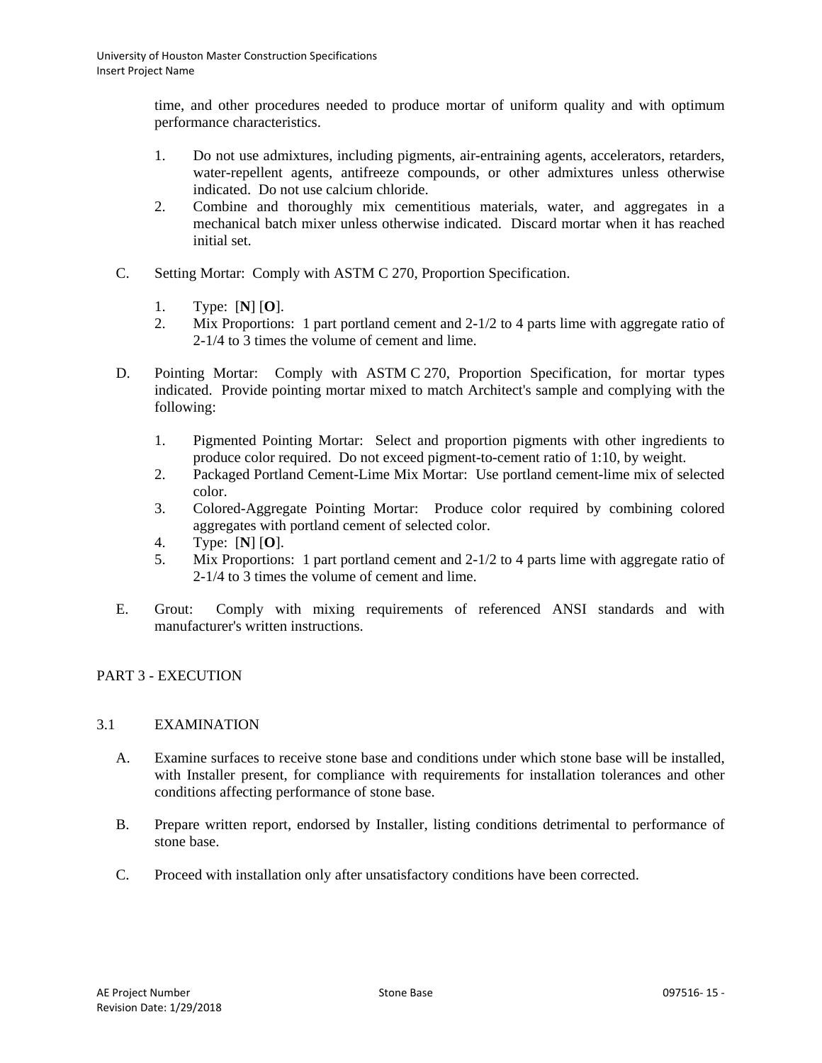time, and other procedures needed to produce mortar of uniform quality and with optimum performance characteristics.

1. Do not use admixtures, including pigments, air-entraining agents, accelerators, retarders, water-repellent agents, antifreeze compounds, or other admixtures unless otherwise indicated. Do not use calcium chloride.
2. Combine and thoroughly mix cementitious materials, water, and aggregates in a mechanical batch mixer unless otherwise indicated. Discard mortar when it has reached initial set.

C. Setting Mortar: Comply with ASTM C 270, Proportion Specification.

1. Type: [**N**] [**O**].
2. Mix Proportions: 1 part portland cement and 2-1/2 to 4 parts lime with aggregate ratio of 2-1/4 to 3 times the volume of cement and lime.

D. Pointing Mortar: Comply with ASTM C 270, Proportion Specification, for mortar types indicated. Provide pointing mortar mixed to match Architect's sample and complying with the following:

1. Pigmented Pointing Mortar: Select and proportion pigments with other ingredients to produce color required. Do not exceed pigment-to-cement ratio of 1:10, by weight.
2. Packaged Portland Cement-Lime Mix Mortar: Use portland cement-lime mix of selected color.
3. Colored-Aggregate Pointing Mortar: Produce color required by combining colored aggregates with portland cement of selected color.
4. Type: [**N**] [**O**].
5. Mix Proportions: 1 part portland cement and 2-1/2 to 4 parts lime with aggregate ratio of 2-1/4 to 3 times the volume of cement and lime.

E. Grout: Comply with mixing requirements of referenced ANSI standards and with manufacturer's written instructions.

## PART 3 - EXECUTION

### 3.1 EXAMINATION

A. Examine surfaces to receive stone base and conditions under which stone base will be installed, with Installer present, for compliance with requirements for installation tolerances and other conditions affecting performance of stone base.

B. Prepare written report, endorsed by Installer, listing conditions detrimental to performance of stone base.

C. Proceed with installation only after unsatisfactory conditions have been corrected.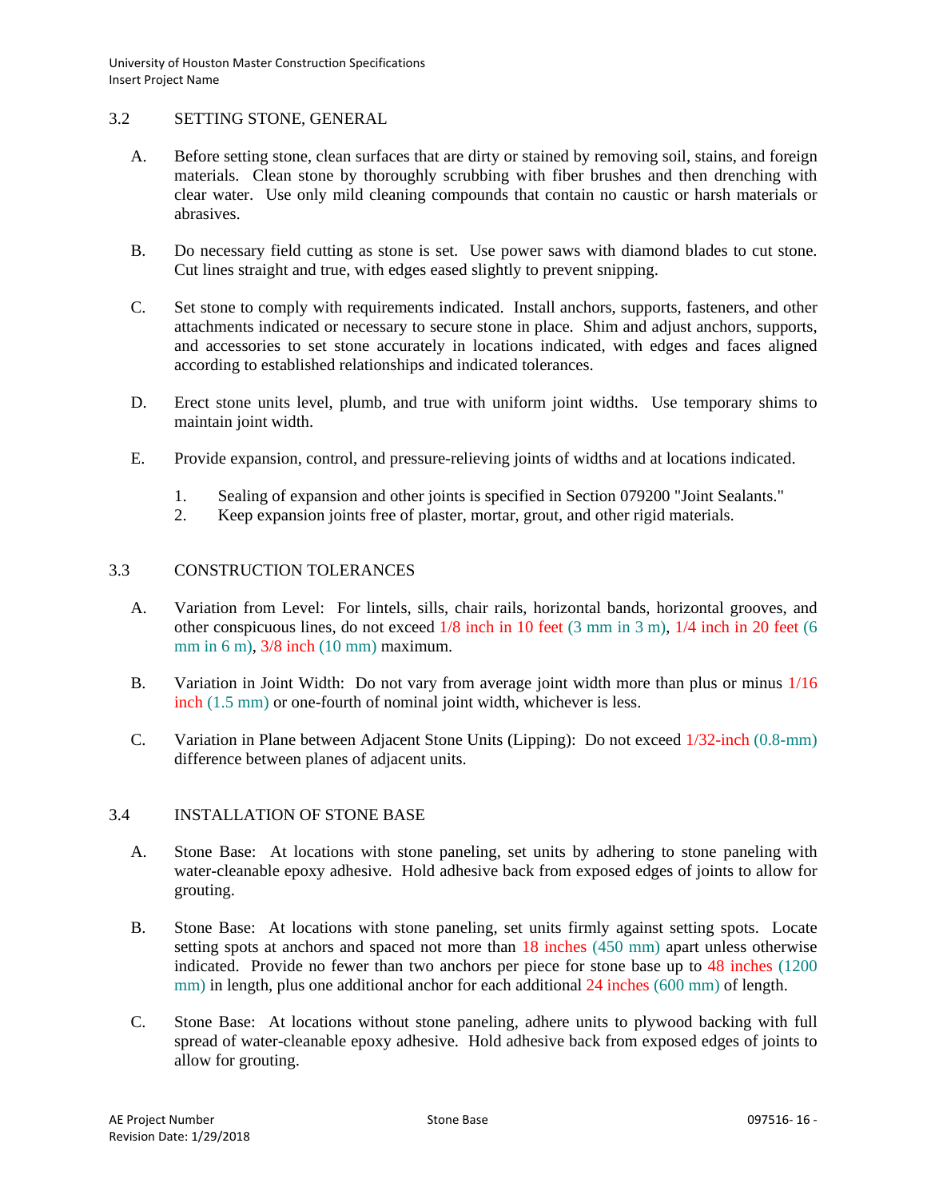## 3.2 SETTING STONE, GENERAL

A. Before setting stone, clean surfaces that are dirty or stained by removing soil, stains, and foreign materials. Clean stone by thoroughly scrubbing with fiber brushes and then drenching with clear water. Use only mild cleaning compounds that contain no caustic or harsh materials or abrasives.

B. Do necessary field cutting as stone is set. Use power saws with diamond blades to cut stone. Cut lines straight and true, with edges eased slightly to prevent snipping.

C. Set stone to comply with requirements indicated. Install anchors, supports, fasteners, and other attachments indicated or necessary to secure stone in place. Shim and adjust anchors, supports, and accessories to set stone accurately in locations indicated, with edges and faces aligned according to established relationships and indicated tolerances.

D. Erect stone units level, plumb, and true with uniform joint widths. Use temporary shims to maintain joint width.

E. Provide expansion, control, and pressure-relieving joints of widths and at locations indicated.

1. Sealing of expansion and other joints is specified in Section 079200 "Joint Sealants."
2. Keep expansion joints free of plaster, mortar, grout, and other rigid materials.

## 3.3 CONSTRUCTION TOLERANCES

A. Variation from Level: For lintels, sills, chair rails, horizontal bands, horizontal grooves, and other conspicuous lines, do not exceed 1/8 inch in 10 feet (3 mm in 3 m), 1/4 inch in 20 feet (6 mm in 6 m), 3/8 inch (10 mm) maximum.

B. Variation in Joint Width: Do not vary from average joint width more than plus or minus 1/16 inch (1.5 mm) or one-fourth of nominal joint width, whichever is less.

C. Variation in Plane between Adjacent Stone Units (Lipping): Do not exceed 1/32-inch (0.8-mm) difference between planes of adjacent units.

## 3.4 INSTALLATION OF STONE BASE

A. Stone Base: At locations with stone paneling, set units by adhering to stone paneling with water-cleanable epoxy adhesive. Hold adhesive back from exposed edges of joints to allow for grouting.

B. Stone Base: At locations with stone paneling, set units firmly against setting spots. Locate setting spots at anchors and spaced not more than 18 inches (450 mm) apart unless otherwise indicated. Provide no fewer than two anchors per piece for stone base up to 48 inches (1200 mm) in length, plus one additional anchor for each additional 24 inches (600 mm) of length.

C. Stone Base: At locations without stone paneling, adhere units to plywood backing with full spread of water-cleanable epoxy adhesive. Hold adhesive back from exposed edges of joints to allow for grouting.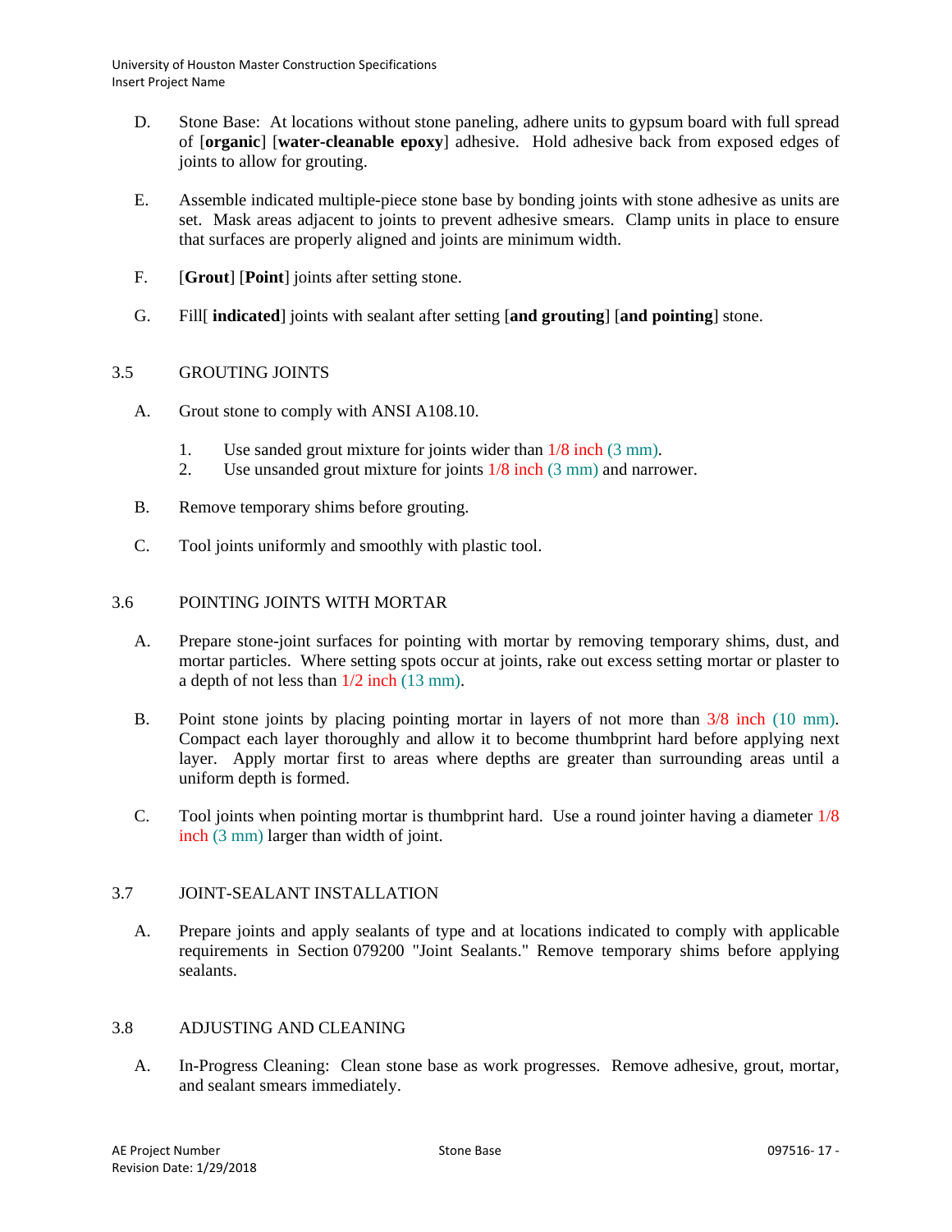D. Stone Base: At locations without stone paneling, adhere units to gypsum board with full spread of [**organic**] [**water-cleanable epoxy**] adhesive. Hold adhesive back from exposed edges of joints to allow for grouting.

E. Assemble indicated multiple-piece stone base by bonding joints with stone adhesive as units are set. Mask areas adjacent to joints to prevent adhesive smears. Clamp units in place to ensure that surfaces are properly aligned and joints are minimum width.

F. [**Grout**] [**Point**] joints after setting stone.

G. Fill[ **indicated**] joints with sealant after setting [**and grouting**] [**and pointing**] stone.

## 3.5 GROUTING JOINTS

A. Grout stone to comply with ANSI A108.10.

1. Use sanded grout mixture for joints wider than 1/8 inch (3 mm).
2. Use unsanded grout mixture for joints 1/8 inch (3 mm) and narrower.

B. Remove temporary shims before grouting.

C. Tool joints uniformly and smoothly with plastic tool.

## 3.6 POINTING JOINTS WITH MORTAR

A. Prepare stone-joint surfaces for pointing with mortar by removing temporary shims, dust, and mortar particles. Where setting spots occur at joints, rake out excess setting mortar or plaster to a depth of not less than 1/2 inch (13 mm).

B. Point stone joints by placing pointing mortar in layers of not more than 3/8 inch (10 mm). Compact each layer thoroughly and allow it to become thumbprint hard before applying next layer. Apply mortar first to areas where depths are greater than surrounding areas until a uniform depth is formed.

C. Tool joints when pointing mortar is thumbprint hard. Use a round jointer having a diameter 1/8 inch (3 mm) larger than width of joint.

## 3.7 JOINT-SEALANT INSTALLATION

A. Prepare joints and apply sealants of type and at locations indicated to comply with applicable requirements in Section 079200 "Joint Sealants." Remove temporary shims before applying sealants.

## 3.8 ADJUSTING AND CLEANING

A. In-Progress Cleaning: Clean stone base as work progresses. Remove adhesive, grout, mortar, and sealant smears immediately.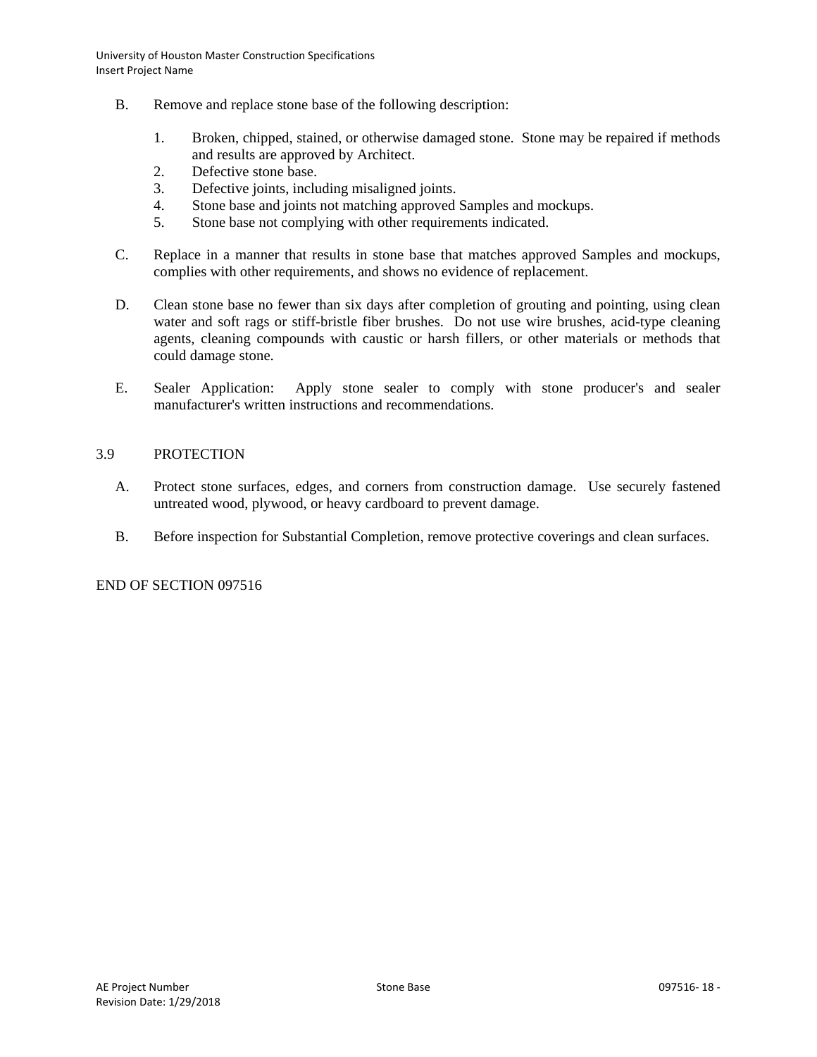B. Remove and replace stone base of the following description:

1. Broken, chipped, stained, or otherwise damaged stone. Stone may be repaired if methods and results are approved by Architect.
2. Defective stone base.
3. Defective joints, including misaligned joints.
4. Stone base and joints not matching approved Samples and mockups.
5. Stone base not complying with other requirements indicated.

C. Replace in a manner that results in stone base that matches approved Samples and mockups, complies with other requirements, and shows no evidence of replacement.

D. Clean stone base no fewer than six days after completion of grouting and pointing, using clean water and soft rags or stiff-bristle fiber brushes. Do not use wire brushes, acid-type cleaning agents, cleaning compounds with caustic or harsh fillers, or other materials or methods that could damage stone.

E. Sealer Application: Apply stone sealer to comply with stone producer's and sealer manufacturer's written instructions and recommendations.

## 3.9 PROTECTION

A. Protect stone surfaces, edges, and corners from construction damage. Use securely fastened untreated wood, plywood, or heavy cardboard to prevent damage.

B. Before inspection for Substantial Completion, remove protective coverings and clean surfaces.

END OF SECTION 097516